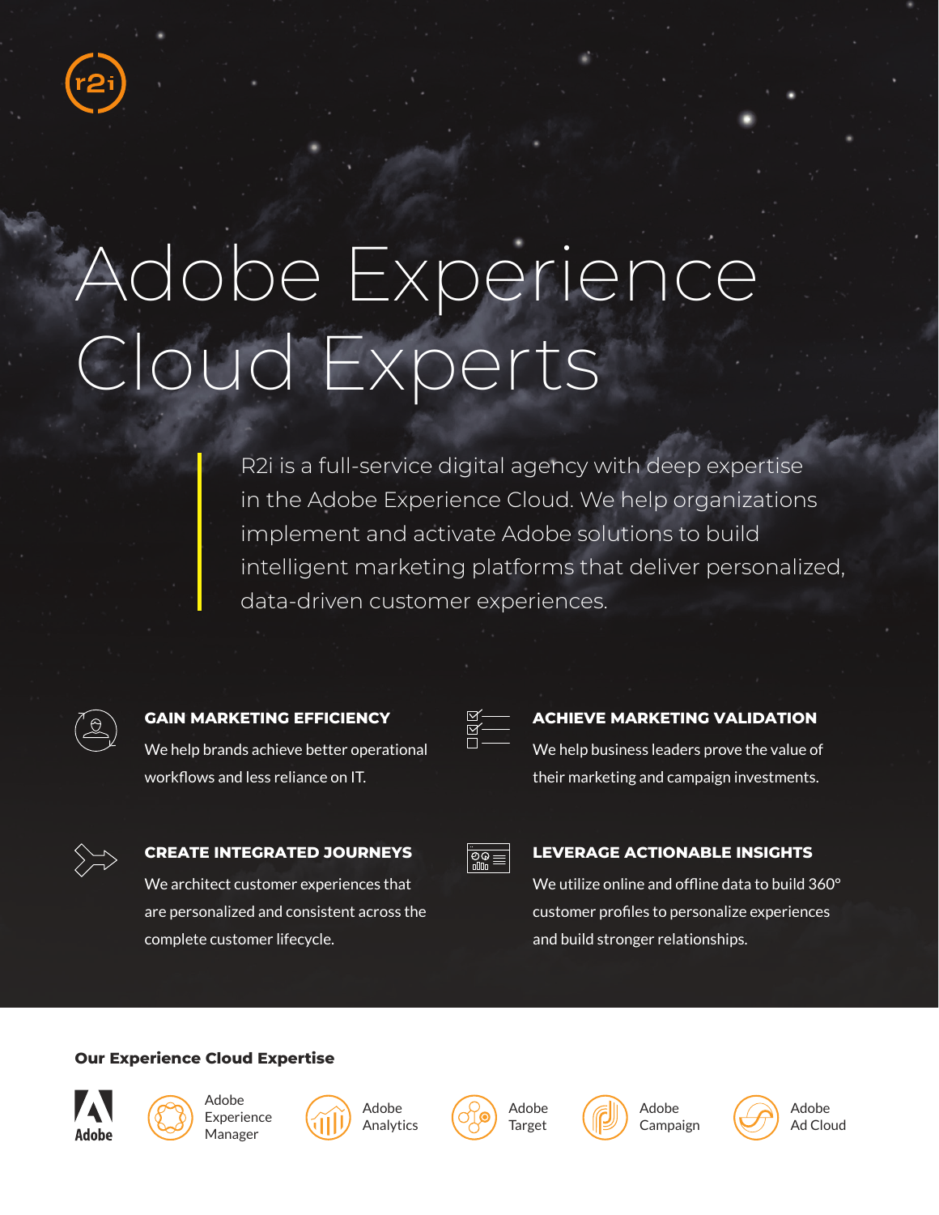r2i

# Adobe Experience Cloud Experts

R2i is a full-service digital agency with deep expertise in the Adobe Experience Cloud. We help organizations implement and activate Adobe solutions to build intelligent marketing platforms that deliver personalized, data-driven customer experiences.

### GAIN MARKETING EFFICIENCY

We help brands achieve better operational workflows and less reliance on IT.

### ACHIEVE MARKETING VALIDATION

We help business leaders prove the value of their marketing and campaign investments.

### CREATE INTEGRATED JOURNEYS

We architect customer experiences that are personalized and consistent across the complete customer lifecycle.

### LEVERAGE ACTIONABLE INSIGHTS

We utilize online and offline data to build 360° customer profiles to personalize experiences and build stronger relationships.

**Our Experience Cloud Expertise**

Adobe

- Adobe Experience Manager
- Adobe Analytics
- Adobe Target
- Adobe Campaign
- Adobe Ad Cloud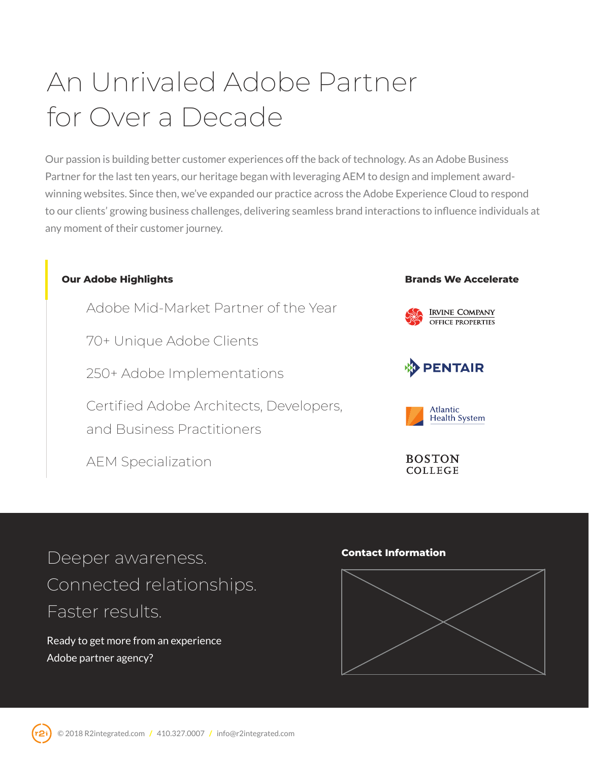# An Unrivaled Adobe Partner for Over a Decade

Our passion is building better customer experiences off the back of technology. As an Adobe Business Partner for the last ten years, our heritage began with leveraging AEM to design and implement award-winning websites. Since then, we've expanded our practice across the Adobe Experience Cloud to respond to our clients' growing business challenges, delivering seamless brand interactions to influence individuals at any moment of their customer journey.

**Our Adobe Highlights**

- Adobe Mid-Market Partner of the Year
- 70+ Unique Adobe Clients
- 250+ Adobe Implementations
- Certified Adobe Architects, Developers, and Business Practitioners
- AEM Specialization

**Brands We Accelerate**

Irvine Company Office Properties

Pentair

Atlantic Health System

Boston College

Deeper awareness.
Connected relationships.
Faster results.

Ready to get more from an experience Adobe partner agency?

**Contact Information**

© 2018 R2integrated.com / 410.327.0007 / info@r2integrated.com